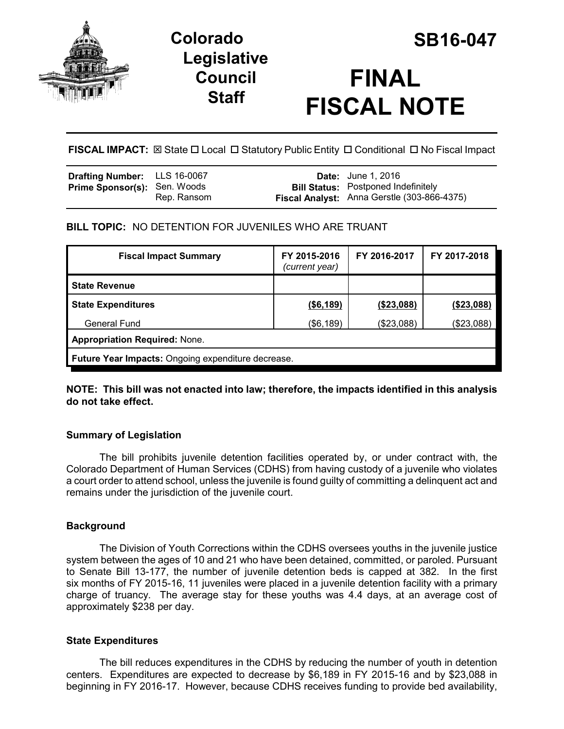# Colorado Legislative Council Staff

# SB16-047

# FINAL FISCAL NOTE

**FISCAL IMPACT:** ☒ State ☐ Local ☐ Statutory Public Entity ☐ Conditional ☐ No Fiscal Impact

| | | | |
|---|---|---|---|
| **Drafting Number:** | LLS 16-0067 | **Date:** | June 1, 2016 |
| **Prime Sponsor(s):** | Sen. Woods<br>Rep. Ransom | **Bill Status:** | Postponed Indefinitely |
| | | **Fiscal Analyst:** | Anna Gerstle (303-866-4375) |

**BILL TOPIC:** NO DETENTION FOR JUVENILES WHO ARE TRUANT

| Fiscal Impact Summary | FY 2015-2016 *(current year)* | FY 2016-2017 | FY 2017-2018 |
|---|---|---|---|
| **State Revenue** | | | |
| **State Expenditures** | **($6,189)** | **($23,088)** | **($23,088)** |
| General Fund | ($6,189) | ($23,088) | ($23,088) |
| **Appropriation Required:** None. | | | |
| **Future Year Impacts:** Ongoing expenditure decrease. | | | |

**NOTE: This bill was not enacted into law; therefore, the impacts identified in this analysis do not take effect.**

### Summary of Legislation

The bill prohibits juvenile detention facilities operated by, or under contract with, the Colorado Department of Human Services (CDHS) from having custody of a juvenile who violates a court order to attend school, unless the juvenile is found guilty of committing a delinquent act and remains under the jurisdiction of the juvenile court.

### Background

The Division of Youth Corrections within the CDHS oversees youths in the juvenile justice system between the ages of 10 and 21 who have been detained, committed, or paroled. Pursuant to Senate Bill 13-177, the number of juvenile detention beds is capped at 382. In the first six months of FY 2015-16, 11 juveniles were placed in a juvenile detention facility with a primary charge of truancy. The average stay for these youths was 4.4 days, at an average cost of approximately $238 per day.

### State Expenditures

The bill reduces expenditures in the CDHS by reducing the number of youth in detention centers. Expenditures are expected to decrease by $6,189 in FY 2015-16 and by $23,088 in beginning in FY 2016-17. However, because CDHS receives funding to provide bed availability,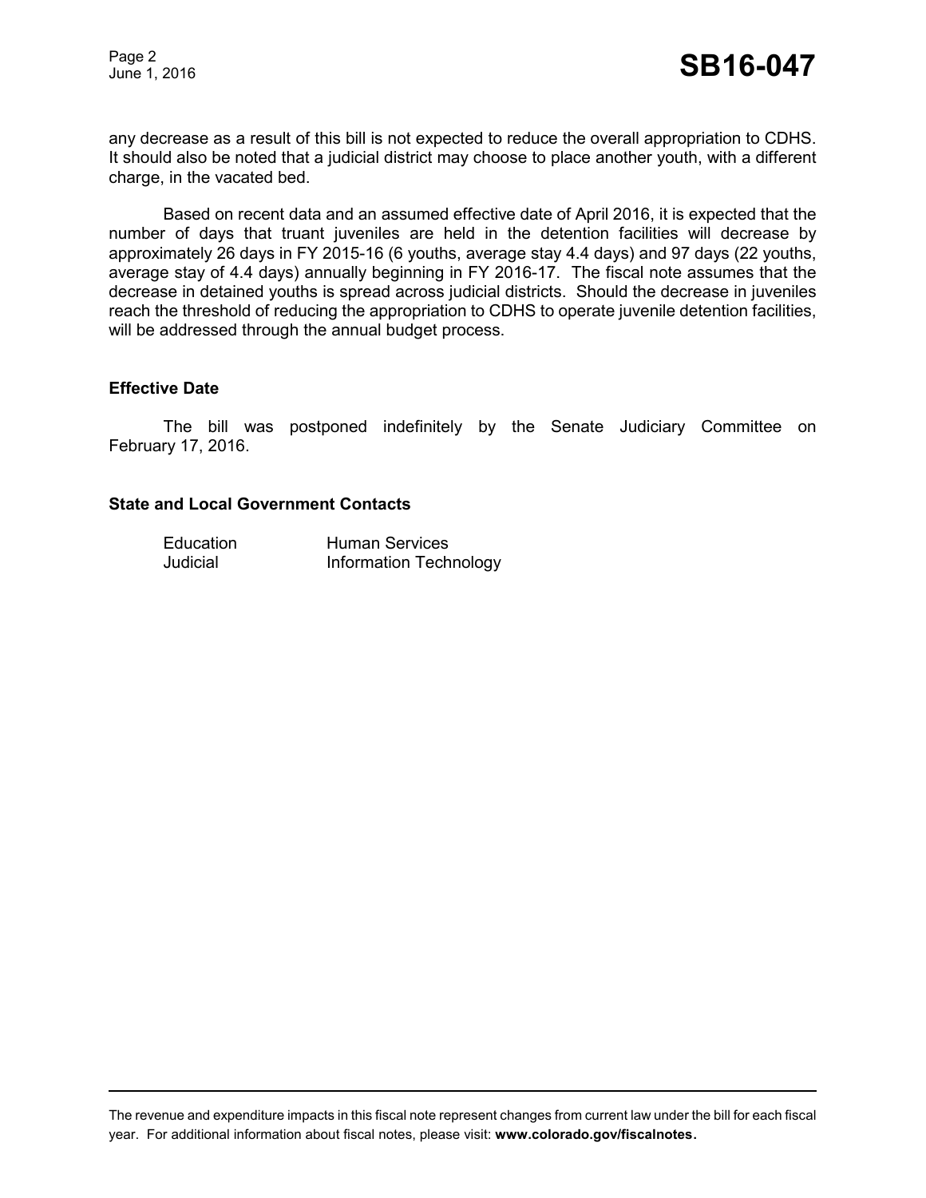any decrease as a result of this bill is not expected to reduce the overall appropriation to CDHS. It should also be noted that a judicial district may choose to place another youth, with a different charge, in the vacated bed.

Based on recent data and an assumed effective date of April 2016, it is expected that the number of days that truant juveniles are held in the detention facilities will decrease by approximately 26 days in FY 2015-16 (6 youths, average stay 4.4 days) and 97 days (22 youths, average stay of 4.4 days) annually beginning in FY 2016-17. The fiscal note assumes that the decrease in detained youths is spread across judicial districts. Should the decrease in juveniles reach the threshold of reducing the appropriation to CDHS to operate juvenile detention facilities, will be addressed through the annual budget process.

### Effective Date

The bill was postponed indefinitely by the Senate Judiciary Committee on February 17, 2016.

### State and Local Government Contacts

| | |
|---|---|
| Education | Human Services |
| Judicial | Information Technology |

The revenue and expenditure impacts in this fiscal note represent changes from current law under the bill for each fiscal year. For additional information about fiscal notes, please visit: **www.colorado.gov/fiscalnotes.**